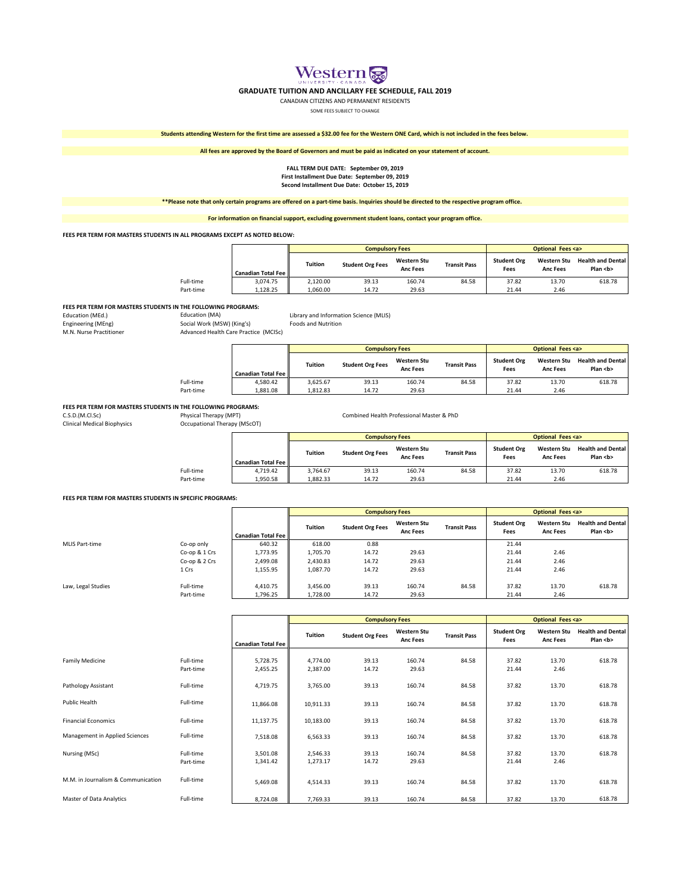# Western University · Canada

## GRADUATE TUITION AND ANCILLARY FEE SCHEDULE, FALL 2019

CANADIAN CITIZENS AND PERMANENT RESIDENTS

SOME FEES SUBJECT TO CHANGE

**Students attending Western for the first time are assessed a $32.00 fee for the Western ONE Card, which is not included in the fees below.**

**All fees are approved by the Board of Governors and must be paid as indicated on your statement of account.**

**FALL TERM DUE DATE: September 09, 2019**
**First Installment Due Date: September 09, 2019**
**Second Installment Due Date: October 15, 2019**

****Please note that only certain programs are offered on a part-time basis. Inquiries should be directed to the respective program office.**

**For information on financial support, excluding government student loans, contact your program office.**

**FEES PER TERM FOR MASTERS STUDENTS IN ALL PROGRAMS EXCEPT AS NOTED BELOW:**

| | | Compulsory Fees | | | | Optional Fees <a> | | |
|---|---|---|---|---|---|---|---|---|
| | Canadian Total Fee | Tuition | Student Org Fees | Western Stu Anc Fees | Transit Pass | Student Org Fees | Western Stu Anc Fees | Health and Dental Plan <b> |
| Full-time | 3,074.75 | 2,120.00 | 39.13 | 160.74 | 84.58 | 37.82 | 13.70 | 618.78 |
| Part-time | 1,128.25 | 1,060.00 | 14.72 | 29.63 | | 21.44 | 2.46 | |

**FEES PER TERM FOR MASTERS STUDENTS IN THE FOLLOWING PROGRAMS:**

Education (MEd.), Education (MA), Library and Information Science (MLIS), Engineering (MEng), Social Work (MSW) (King's), Foods and Nutrition, M.N. Nurse Practitioner, Advanced Health Care Practice (MClSc)

| | | Compulsory Fees | | | | Optional Fees <a> | | |
|---|---|---|---|---|---|---|---|---|
| | Canadian Total Fee | Tuition | Student Org Fees | Western Stu Anc Fees | Transit Pass | Student Org Fees | Western Stu Anc Fees | Health and Dental Plan <b> |
| Full-time | 4,580.42 | 3,625.67 | 39.13 | 160.74 | 84.58 | 37.82 | 13.70 | 618.78 |
| Part-time | 1,881.08 | 1,812.83 | 14.72 | 29.63 | | 21.44 | 2.46 | |

**FEES PER TERM FOR MASTERS STUDENTS IN THE FOLLOWING PROGRAMS:**

C.S.D.(M.Cl.Sc), Physical Therapy (MPT), Combined Health Professional Master & PhD, Clinical Medical Biophysics, Occupational Therapy (MScOT)

| | | Compulsory Fees | | | | Optional Fees <a> | | |
|---|---|---|---|---|---|---|---|---|
| | Canadian Total Fee | Tuition | Student Org Fees | Western Stu Anc Fees | Transit Pass | Student Org Fees | Western Stu Anc Fees | Health and Dental Plan <b> |
| Full-time | 4,719.42 | 3,764.67 | 39.13 | 160.74 | 84.58 | 37.82 | 13.70 | 618.78 |
| Part-time | 1,950.58 | 1,882.33 | 14.72 | 29.63 | | 21.44 | 2.46 | |

**FEES PER TERM FOR MASTERS STUDENTS IN SPECIFIC PROGRAMS:**

| | | | Compulsory Fees | | | | Optional Fees <a> | | |
|---|---|---|---|---|---|---|---|---|---|
| | | Canadian Total Fee | Tuition | Student Org Fees | Western Stu Anc Fees | Transit Pass | Student Org Fees | Western Stu Anc Fees | Health and Dental Plan <b> |
| MLIS Part-time | Co-op only | 640.32 | 618.00 | 0.88 | | | 21.44 | | |
| | Co-op & 1 Crs | 1,773.95 | 1,705.70 | 14.72 | 29.63 | | 21.44 | 2.46 | |
| | Co-op & 2 Crs | 2,499.08 | 2,430.83 | 14.72 | 29.63 | | 21.44 | 2.46 | |
| | 1 Crs | 1,155.95 | 1,087.70 | 14.72 | 29.63 | | 21.44 | 2.46 | |
| Law, Legal Studies | Full-time | 4,410.75 | 3,456.00 | 39.13 | 160.74 | 84.58 | 37.82 | 13.70 | 618.78 |
| | Part-time | 1,796.25 | 1,728.00 | 14.72 | 29.63 | | 21.44 | 2.46 | |

| | | | Compulsory Fees | | | | Optional Fees <a> | | |
|---|---|---|---|---|---|---|---|---|---|
| | | Canadian Total Fee | Tuition | Student Org Fees | Western Stu Anc Fees | Transit Pass | Student Org Fees | Western Stu Anc Fees | Health and Dental Plan <b> |
| Family Medicine | Full-time | 5,728.75 | 4,774.00 | 39.13 | 160.74 | 84.58 | 37.82 | 13.70 | 618.78 |
| | Part-time | 2,455.25 | 2,387.00 | 14.72 | 29.63 | | 21.44 | 2.46 | |
| Pathology Assistant | Full-time | 4,719.75 | 3,765.00 | 39.13 | 160.74 | 84.58 | 37.82 | 13.70 | 618.78 |
| Public Health | Full-time | 11,866.08 | 10,911.33 | 39.13 | 160.74 | 84.58 | 37.82 | 13.70 | 618.78 |
| Financial Economics | Full-time | 11,137.75 | 10,183.00 | 39.13 | 160.74 | 84.58 | 37.82 | 13.70 | 618.78 |
| Management in Applied Sciences | Full-time | 7,518.08 | 6,563.33 | 39.13 | 160.74 | 84.58 | 37.82 | 13.70 | 618.78 |
| Nursing (MSc) | Full-time | 3,501.08 | 2,546.33 | 39.13 | 160.74 | 84.58 | 37.82 | 13.70 | 618.78 |
| | Part-time | 1,341.42 | 1,273.17 | 14.72 | 29.63 | | 21.44 | 2.46 | |
| M.M. in Journalism & Communication | Full-time | 5,469.08 | 4,514.33 | 39.13 | 160.74 | 84.58 | 37.82 | 13.70 | 618.78 |
| Master of Data Analytics | Full-time | 8,724.08 | 7,769.33 | 39.13 | 160.74 | 84.58 | 37.82 | 13.70 | 618.78 |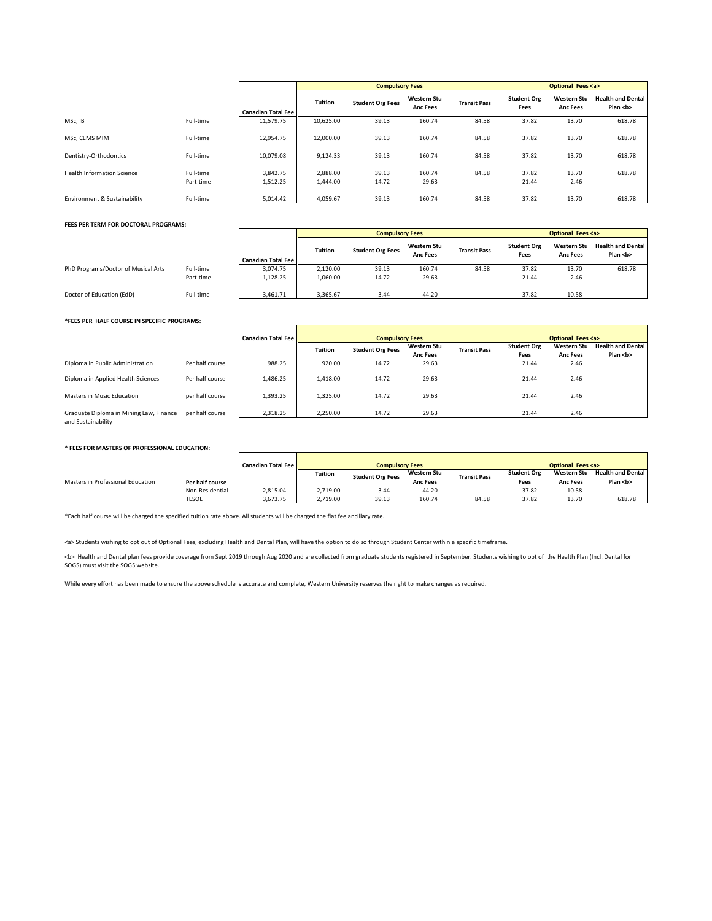| | | Canadian Total Fee | Compulsory Fees | | | | Optional Fees <a> | | |
|---|---|---|---|---|---|---|---|---|---|
| | | | Tuition | Student Org Fees | Western Stu Anc Fees | Transit Pass | Student Org Fees | Western Stu Anc Fees | Health and Dental Plan <b> |
| MSc, IB | Full-time | 11,579.75 | 10,625.00 | 39.13 | 160.74 | 84.58 | 37.82 | 13.70 | 618.78 |
| MSc, CEMS MIM | Full-time | 12,954.75 | 12,000.00 | 39.13 | 160.74 | 84.58 | 37.82 | 13.70 | 618.78 |
| Dentistry-Orthodontics | Full-time | 10,079.08 | 9,124.33 | 39.13 | 160.74 | 84.58 | 37.82 | 13.70 | 618.78 |
| Health Information Science | Full-time | 3,842.75 | 2,888.00 | 39.13 | 160.74 | 84.58 | 37.82 | 13.70 | 618.78 |
| | Part-time | 1,512.25 | 1,444.00 | 14.72 | 29.63 | | 21.44 | 2.46 | |
| Environment & Sustainability | Full-time | 5,014.42 | 4,059.67 | 39.13 | 160.74 | 84.58 | 37.82 | 13.70 | 618.78 |

**FEES PER TERM FOR DOCTORAL PROGRAMS:**

| | | Canadian Total Fee | Compulsory Fees | | | | Optional Fees <a> | | |
|---|---|---|---|---|---|---|---|---|---|
| | | | Tuition | Student Org Fees | Western Stu Anc Fees | Transit Pass | Student Org Fees | Western Stu Anc Fees | Health and Dental Plan <b> |
| PhD Programs/Doctor of Musical Arts | Full-time | 3,074.75 | 2,120.00 | 39.13 | 160.74 | 84.58 | 37.82 | 13.70 | 618.78 |
| | Part-time | 1,128.25 | 1,060.00 | 14.72 | 29.63 | | 21.44 | 2.46 | |
| Doctor of Education (EdD) | Full-time | 3,461.71 | 3,365.67 | 3.44 | 44.20 | | 37.82 | 10.58 | |

**\*FEES PER HALF COURSE IN SPECIFIC PROGRAMS:**

| | | Canadian Total Fee | Compulsory Fees | | | | Optional Fees <a> | | |
|---|---|---|---|---|---|---|---|---|---|
| | | | Tuition | Student Org Fees | Western Stu Anc Fees | Transit Pass | Student Org Fees | Western Stu Anc Fees | Health and Dental Plan <b> |
| Diploma in Public Administration | Per half course | 988.25 | 920.00 | 14.72 | 29.63 | | 21.44 | 2.46 | |
| Diploma in Applied Health Sciences | Per half course | 1,486.25 | 1,418.00 | 14.72 | 29.63 | | 21.44 | 2.46 | |
| Masters in Music Education | per half course | 1,393.25 | 1,325.00 | 14.72 | 29.63 | | 21.44 | 2.46 | |
| Graduate Diploma in Mining Law, Finance and Sustainability | per half course | 2,318.25 | 2,250.00 | 14.72 | 29.63 | | 21.44 | 2.46 | |

**\* FEES FOR MASTERS OF PROFESSIONAL EDUCATION:**

| | | Canadian Total Fee | Compulsory Fees | | | | Optional Fees <a> | | |
|---|---|---|---|---|---|---|---|---|---|
| | | | Tuition | Student Org Fees | Western Stu Anc Fees | Transit Pass | Student Org Fees | Western Stu Anc Fees | Health and Dental Plan <b> |
| Masters in Professional Education | **Per half course** | | | | | | | | |
| | Non-Residential | 2,815.04 | 2,719.00 | 3.44 | 44.20 | | 37.82 | 10.58 | |
| | TESOL | 3,673.75 | 2,719.00 | 39.13 | 160.74 | 84.58 | 37.82 | 13.70 | 618.78 |

*Each half course will be charged the specified tuition rate above. All students will be charged the flat fee ancillary rate.

<a> Students wishing to opt out of Optional Fees, excluding Health and Dental Plan, will have the option to do so through Student Center within a specific timeframe.

<b> Health and Dental plan fees provide coverage from Sept 2019 through Aug 2020 and are collected from graduate students registered in September. Students wishing to opt of the Health Plan (Incl. Dental for SOGS) must visit the SOGS website.

While every effort has been made to ensure the above schedule is accurate and complete, Western University reserves the right to make changes as required.